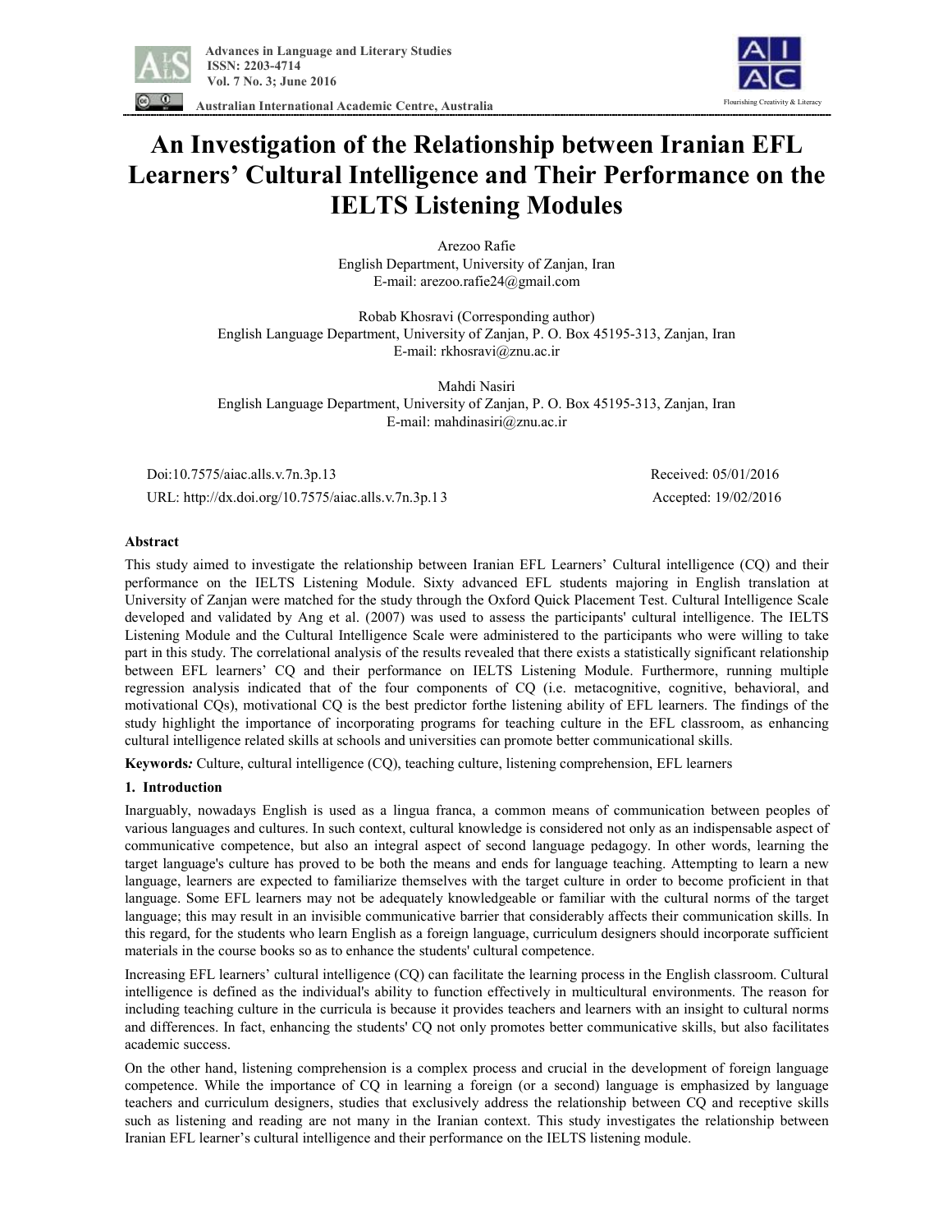# An Investigation of the Relationship between Iranian EFL Learners' Cultural Intelligence and Their Performance on the IELTS Listening Modules

Arezoo Rafie
English Department, University of Zanjan, Iran
E-mail: arezoo.rafie24@gmail.com

Robab Khosravi (Corresponding author)
English Language Department, University of Zanjan, P. O. Box 45195-313, Zanjan, Iran
E-mail: rkhosravi@znu.ac.ir

Mahdi Nasiri
English Language Department, University of Zanjan, P. O. Box 45195-313, Zanjan, Iran
E-mail: mahdinasiri@znu.ac.ir

Doi:10.7575/aiac.alls.v.7n.3p.13 Received: 05/01/2016

URL: http://dx.doi.org/10.7575/aiac.alls.v.7n.3p.13 Accepted: 19/02/2016

## Abstract

This study aimed to investigate the relationship between Iranian EFL Learners' Cultural intelligence (CQ) and their performance on the IELTS Listening Module. Sixty advanced EFL students majoring in English translation at University of Zanjan were matched for the study through the Oxford Quick Placement Test. Cultural Intelligence Scale developed and validated by Ang et al. (2007) was used to assess the participants' cultural intelligence. The IELTS Listening Module and the Cultural Intelligence Scale were administered to the participants who were willing to take part in this study. The correlational analysis of the results revealed that there exists a statistically significant relationship between EFL learners' CQ and their performance on IELTS Listening Module. Furthermore, running multiple regression analysis indicated that of the four components of CQ (i.e. metacognitive, cognitive, behavioral, and motivational CQs), motivational CQ is the best predictor forthe listening ability of EFL learners. The findings of the study highlight the importance of incorporating programs for teaching culture in the EFL classroom, as enhancing cultural intelligence related skills at schools and universities can promote better communicational skills.

**Keywords***:* Culture, cultural intelligence (CQ), teaching culture, listening comprehension, EFL learners

## 1. Introduction

Inarguably, nowadays English is used as a lingua franca, a common means of communication between peoples of various languages and cultures. In such context, cultural knowledge is considered not only as an indispensable aspect of communicative competence, but also an integral aspect of second language pedagogy. In other words, learning the target language's culture has proved to be both the means and ends for language teaching. Attempting to learn a new language, learners are expected to familiarize themselves with the target culture in order to become proficient in that language. Some EFL learners may not be adequately knowledgeable or familiar with the cultural norms of the target language; this may result in an invisible communicative barrier that considerably affects their communication skills. In this regard, for the students who learn English as a foreign language, curriculum designers should incorporate sufficient materials in the course books so as to enhance the students' cultural competence.

Increasing EFL learners' cultural intelligence (CQ) can facilitate the learning process in the English classroom. Cultural intelligence is defined as the individual's ability to function effectively in multicultural environments. The reason for including teaching culture in the curricula is because it provides teachers and learners with an insight to cultural norms and differences. In fact, enhancing the students' CQ not only promotes better communicative skills, but also facilitates academic success.

On the other hand, listening comprehension is a complex process and crucial in the development of foreign language competence. While the importance of CQ in learning a foreign (or a second) language is emphasized by language teachers and curriculum designers, studies that exclusively address the relationship between CQ and receptive skills such as listening and reading are not many in the Iranian context. This study investigates the relationship between Iranian EFL learner's cultural intelligence and their performance on the IELTS listening module.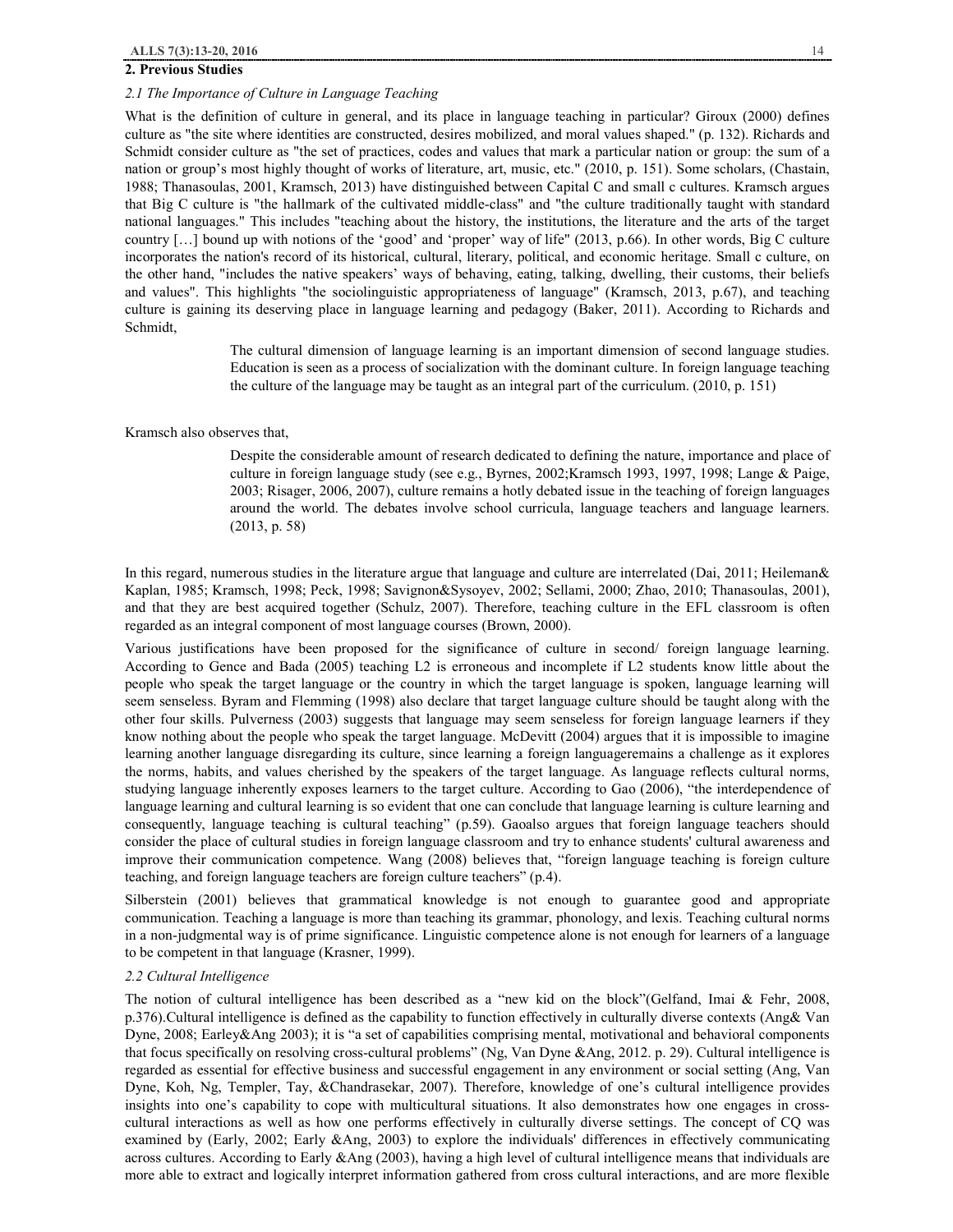## 2. Previous Studies

### *2.1 The Importance of Culture in Language Teaching*

What is the definition of culture in general, and its place in language teaching in particular? Giroux (2000) defines culture as "the site where identities are constructed, desires mobilized, and moral values shaped." (p. 132). Richards and Schmidt consider culture as "the set of practices, codes and values that mark a particular nation or group: the sum of a nation or group's most highly thought of works of literature, art, music, etc." (2010, p. 151). Some scholars, (Chastain, 1988; Thanasoulas, 2001, Kramsch, 2013) have distinguished between Capital C and small c cultures. Kramsch argues that Big C culture is "the hallmark of the cultivated middle-class" and "the culture traditionally taught with standard national languages." This includes "teaching about the history, the institutions, the literature and the arts of the target country […] bound up with notions of the 'good' and 'proper' way of life" (2013, p.66). In other words, Big C culture incorporates the nation's record of its historical, cultural, literary, political, and economic heritage. Small c culture, on the other hand, "includes the native speakers' ways of behaving, eating, talking, dwelling, their customs, their beliefs and values". This highlights "the sociolinguistic appropriateness of language" (Kramsch, 2013, p.67), and teaching culture is gaining its deserving place in language learning and pedagogy (Baker, 2011). According to Richards and Schmidt,

> The cultural dimension of language learning is an important dimension of second language studies. Education is seen as a process of socialization with the dominant culture. In foreign language teaching the culture of the language may be taught as an integral part of the curriculum. (2010, p. 151)

Kramsch also observes that,

> Despite the considerable amount of research dedicated to defining the nature, importance and place of culture in foreign language study (see e.g., Byrnes, 2002;Kramsch 1993, 1997, 1998; Lange & Paige, 2003; Risager, 2006, 2007), culture remains a hotly debated issue in the teaching of foreign languages around the world. The debates involve school curricula, language teachers and language learners. (2013, p. 58)

In this regard, numerous studies in the literature argue that language and culture are interrelated (Dai, 2011; Heileman& Kaplan, 1985; Kramsch, 1998; Peck, 1998; Savignon&Sysoyev, 2002; Sellami, 2000; Zhao, 2010; Thanasoulas, 2001), and that they are best acquired together (Schulz, 2007). Therefore, teaching culture in the EFL classroom is often regarded as an integral component of most language courses (Brown, 2000).

Various justifications have been proposed for the significance of culture in second/ foreign language learning. According to Gence and Bada (2005) teaching L2 is erroneous and incomplete if L2 students know little about the people who speak the target language or the country in which the target language is spoken, language learning will seem senseless. Byram and Flemming (1998) also declare that target language culture should be taught along with the other four skills. Pulverness (2003) suggests that language may seem senseless for foreign language learners if they know nothing about the people who speak the target language. McDevitt (2004) argues that it is impossible to imagine learning another language disregarding its culture, since learning a foreign languageremains a challenge as it explores the norms, habits, and values cherished by the speakers of the target language. As language reflects cultural norms, studying language inherently exposes learners to the target culture. According to Gao (2006), "the interdependence of language learning and cultural learning is so evident that one can conclude that language learning is culture learning and consequently, language teaching is cultural teaching" (p.59). Gaoalso argues that foreign language teachers should consider the place of cultural studies in foreign language classroom and try to enhance students' cultural awareness and improve their communication competence. Wang (2008) believes that, "foreign language teaching is foreign culture teaching, and foreign language teachers are foreign culture teachers" (p.4).

Silberstein (2001) believes that grammatical knowledge is not enough to guarantee good and appropriate communication. Teaching a language is more than teaching its grammar, phonology, and lexis. Teaching cultural norms in a non-judgmental way is of prime significance. Linguistic competence alone is not enough for learners of a language to be competent in that language (Krasner, 1999).

### *2.2 Cultural Intelligence*

The notion of cultural intelligence has been described as a "new kid on the block"(Gelfand, Imai & Fehr, 2008, p.376).Cultural intelligence is defined as the capability to function effectively in culturally diverse contexts (Ang& Van Dyne, 2008; Earley&Ang 2003); it is "a set of capabilities comprising mental, motivational and behavioral components that focus specifically on resolving cross-cultural problems" (Ng, Van Dyne &Ang, 2012. p. 29). Cultural intelligence is regarded as essential for effective business and successful engagement in any environment or social setting (Ang, Van Dyne, Koh, Ng, Templer, Tay, &Chandrasekar, 2007). Therefore, knowledge of one's cultural intelligence provides insights into one's capability to cope with multicultural situations. It also demonstrates how one engages in cross-cultural interactions as well as how one performs effectively in culturally diverse settings. The concept of CQ was examined by (Early, 2002; Early &Ang, 2003) to explore the individuals' differences in effectively communicating across cultures. According to Early &Ang (2003), having a high level of cultural intelligence means that individuals are more able to extract and logically interpret information gathered from cross cultural interactions, and are more flexible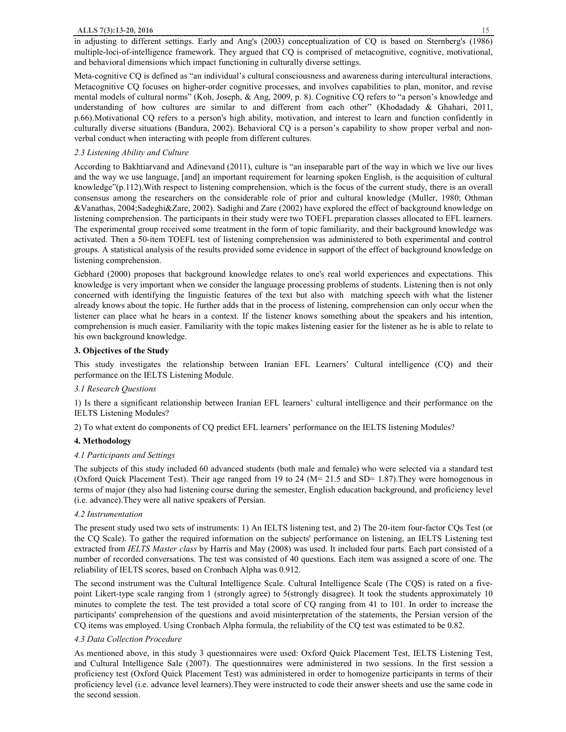in adjusting to different settings. Early and Ang's (2003) conceptualization of CQ is based on Sternberg's (1986) multiple-loci-of-intelligence framework. They argued that CQ is comprised of metacognitive, cognitive, motivational, and behavioral dimensions which impact functioning in culturally diverse settings.

Meta-cognitive CQ is defined as "an individual's cultural consciousness and awareness during intercultural interactions. Metacognitive CQ focuses on higher-order cognitive processes, and involves capabilities to plan, monitor, and revise mental models of cultural norms" (Koh, Joseph, & Ang, 2009, p. 8). Cognitive CQ refers to "a person's knowledge and understanding of how cultures are similar to and different from each other" (Khodadady & Ghahari, 2011, p.66).Motivational CQ refers to a person's high ability, motivation, and interest to learn and function confidently in culturally diverse situations (Bandura, 2002). Behavioral CQ is a person's capability to show proper verbal and non-verbal conduct when interacting with people from different cultures.

### *2.3 Listening Ability and Culture*

According to Bakhtiarvand and Adinevand (2011), culture is "an inseparable part of the way in which we live our lives and the way we use language, [and] an important requirement for learning spoken English, is the acquisition of cultural knowledge"(p.112).With respect to listening comprehension, which is the focus of the current study, there is an overall consensus among the researchers on the considerable role of prior and cultural knowledge (Muller, 1980; Othman &Vanathas, 2004;Sadeghi&Zare, 2002). Sadighi and Zare (2002) have explored the effect of background knowledge on listening comprehension. The participants in their study were two TOEFL preparation classes allocated to EFL learners. The experimental group received some treatment in the form of topic familiarity, and their background knowledge was activated. Then a 50-item TOEFL test of listening comprehension was administered to both experimental and control groups. A statistical analysis of the results provided some evidence in support of the effect of background knowledge on listening comprehension.

Gebhard (2000) proposes that background knowledge relates to one's real world experiences and expectations. This knowledge is very important when we consider the language processing problems of students. Listening then is not only concerned with identifying the linguistic features of the text but also with matching speech with what the listener already knows about the topic. He further adds that in the process of listening, comprehension can only occur when the listener can place what he hears in a context. If the listener knows something about the speakers and his intention, comprehension is much easier. Familiarity with the topic makes listening easier for the listener as he is able to relate to his own background knowledge.

## 3. Objectives of the Study

This study investigates the relationship between Iranian EFL Learners' Cultural intelligence (CQ) and their performance on the IELTS Listening Module.

### *3.1 Research Questions*

1) Is there a significant relationship between Iranian EFL learners' cultural intelligence and their performance on the IELTS Listening Modules?

2) To what extent do components of CQ predict EFL learners' performance on the IELTS listening Modules?

## 4. Methodology

### *4.1 Participants and Settings*

The subjects of this study included 60 advanced students (both male and female) who were selected via a standard test (Oxford Quick Placement Test). Their age ranged from 19 to 24 (M= 21.5 and SD= 1.87).They were homogenous in terms of major (they also had listening course during the semester, English education background, and proficiency level (i.e. advance).They were all native speakers of Persian.

### *4.2 Instrumentation*

The present study used two sets of instruments: 1) An IELTS listening test, and 2) The 20-item four-factor CQs Test (or the CQ Scale). To gather the required information on the subjects' performance on listening, an IELTS Listening test extracted from *IELTS Master class* by Harris and May (2008) was used. It included four parts. Each part consisted of a number of recorded conversations. The test was consisted of 40 questions. Each item was assigned a score of one. The reliability of IELTS scores, based on Cronbach Alpha was 0.912.

The second instrument was the Cultural Intelligence Scale. Cultural Intelligence Scale (The CQS) is rated on a five-point Likert-type scale ranging from 1 (strongly agree) to 5(strongly disagree). It took the students approximately 10 minutes to complete the test. The test provided a total score of CQ ranging from 41 to 101. In order to increase the participants' comprehension of the questions and avoid misinterpretation of the statements, the Persian version of the CQ items was employed. Using Cronbach Alpha formula, the reliability of the CQ test was estimated to be 0.82.

### *4.3 Data Collection Procedure*

As mentioned above, in this study 3 questionnaires were used: Oxford Quick Placement Test, IELTS Listening Test, and Cultural Intelligence Sale (2007). The questionnaires were administered in two sessions. In the first session a proficiency test (Oxford Quick Placement Test) was administered in order to homogenize participants in terms of their proficiency level (i.e. advance level learners).They were instructed to code their answer sheets and use the same code in the second session.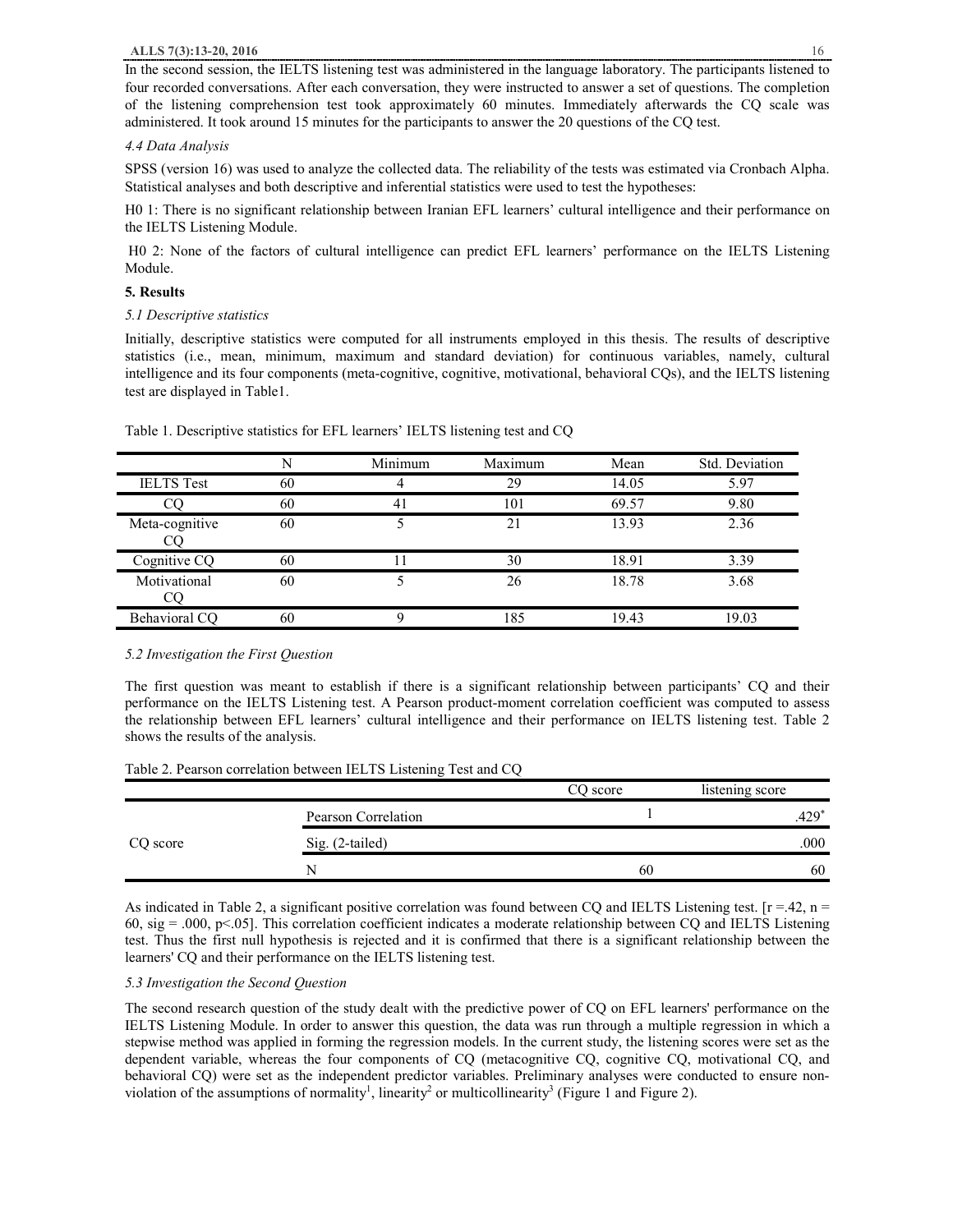In the second session, the IELTS listening test was administered in the language laboratory. The participants listened to four recorded conversations. After each conversation, they were instructed to answer a set of questions. The completion of the listening comprehension test took approximately 60 minutes. Immediately afterwards the CQ scale was administered. It took around 15 minutes for the participants to answer the 20 questions of the CQ test.

*4.4 Data Analysis*

SPSS (version 16) was used to analyze the collected data. The reliability of the tests was estimated via Cronbach Alpha. Statistical analyses and both descriptive and inferential statistics were used to test the hypotheses:

H0 1: There is no significant relationship between Iranian EFL learners' cultural intelligence and their performance on the IELTS Listening Module.

H0 2: None of the factors of cultural intelligence can predict EFL learners' performance on the IELTS Listening Module.

**5. Results**

*5.1 Descriptive statistics*

Initially, descriptive statistics were computed for all instruments employed in this thesis. The results of descriptive statistics (i.e., mean, minimum, maximum and standard deviation) for continuous variables, namely, cultural intelligence and its four components (meta-cognitive, cognitive, motivational, behavioral CQs), and the IELTS listening test are displayed in Table1.

Table 1. Descriptive statistics for EFL learners' IELTS listening test and CQ

| | N | Minimum | Maximum | Mean | Std. Deviation |
|---|---|---|---|---|---|
| IELTS Test | 60 | 4 | 29 | 14.05 | 5.97 |
| CQ | 60 | 41 | 101 | 69.57 | 9.80 |
| Meta-cognitive CQ | 60 | 5 | 21 | 13.93 | 2.36 |
| Cognitive CQ | 60 | 11 | 30 | 18.91 | 3.39 |
| Motivational CQ | 60 | 5 | 26 | 18.78 | 3.68 |
| Behavioral CQ | 60 | 9 | 185 | 19.43 | 19.03 |

*5.2 Investigation the First Question*

The first question was meant to establish if there is a significant relationship between participants' CQ and their performance on the IELTS Listening test. A Pearson product-moment correlation coefficient was computed to assess the relationship between EFL learners' cultural intelligence and their performance on IELTS listening test. Table 2 shows the results of the analysis.

Table 2. Pearson correlation between IELTS Listening Test and CQ

| | | CQ score | listening score |
|---|---|---|---|
| CQ score | Pearson Correlation | 1 | .429* |
| | Sig. (2-tailed) | | .000 |
| | N | 60 | 60 |

As indicated in Table 2, a significant positive correlation was found between CQ and IELTS Listening test. [$r = .42$, $n = 60$, sig = .000, $p < .05$]. This correlation coefficient indicates a moderate relationship between CQ and IELTS Listening test. Thus the first null hypothesis is rejected and it is confirmed that there is a significant relationship between the learners' CQ and their performance on the IELTS listening test.

*5.3 Investigation the Second Question*

The second research question of the study dealt with the predictive power of CQ on EFL learners' performance on the IELTS Listening Module. In order to answer this question, the data was run through a multiple regression in which a stepwise method was applied in forming the regression models. In the current study, the listening scores were set as the dependent variable, whereas the four components of CQ (metacognitive CQ, cognitive CQ, motivational CQ, and behavioral CQ) were set as the independent predictor variables. Preliminary analyses were conducted to ensure non-violation of the assumptions of normality[1], linearity[2] or multicollinearity[3] (Figure 1 and Figure 2).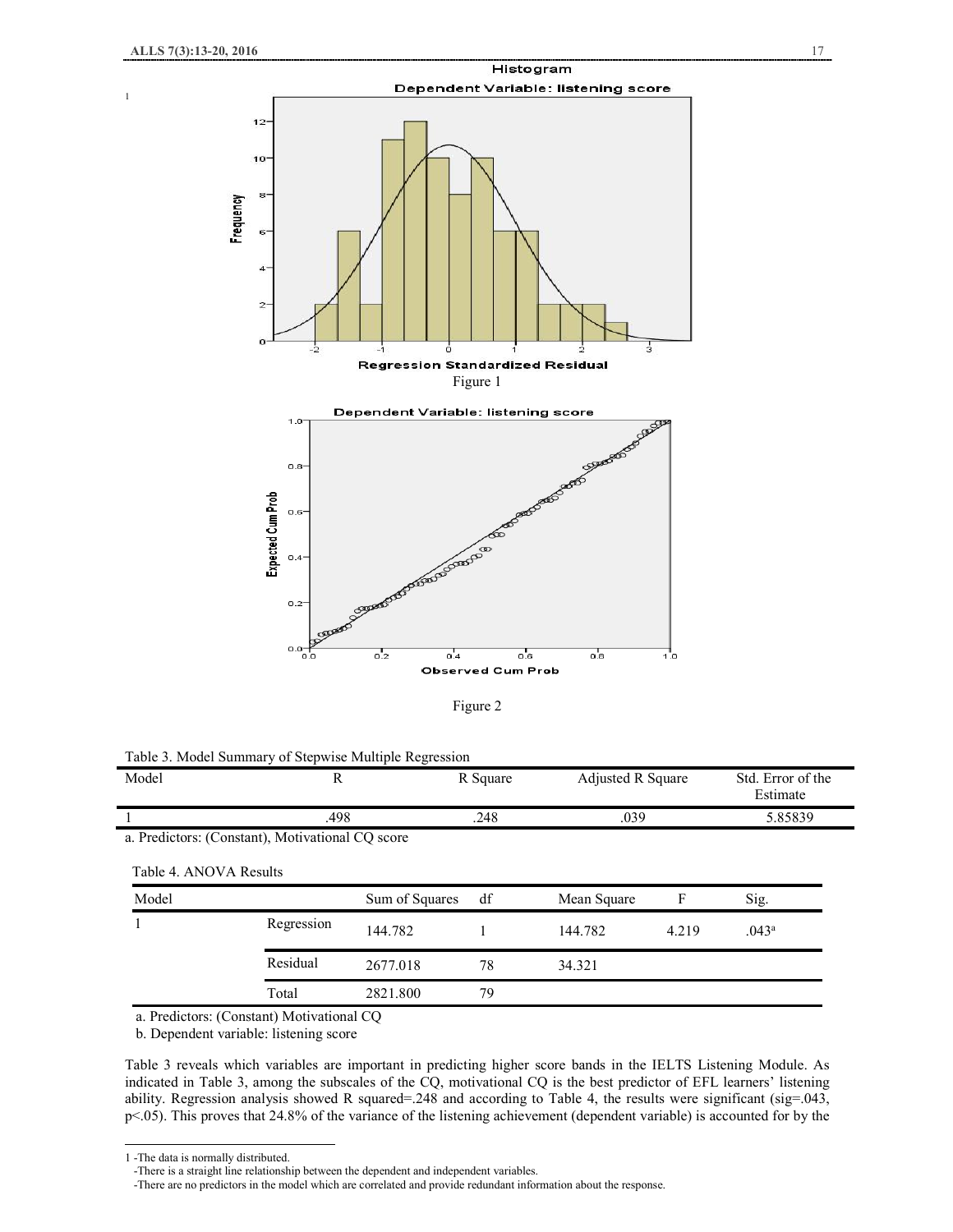1

Figure 1

Figure 2

Table 3. Model Summary of Stepwise Multiple Regression

| Model | R | R Square | Adjusted R Square | Std. Error of the Estimate |
|---|---|---|---|---|
| 1 | .498 | .248 | .039 | 5.85839 |

a. Predictors: (Constant), Motivational CQ score

Table 4. ANOVA Results

| Model | | Sum of Squares | df | Mean Square | F | Sig. |
|---|---|---|---|---|---|---|
| 1 | Regression | 144.782 | 1 | 144.782 | 4.219 | .043[a] |
| | Residual | 2677.018 | 78 | 34.321 | | |
| | Total | 2821.800 | 79 | | | |

a. Predictors: (Constant) Motivational CQ

b. Dependent variable: listening score

Table 3 reveals which variables are important in predicting higher score bands in the IELTS Listening Module. As indicated in Table 3, among the subscales of the CQ, motivational CQ is the best predictor of EFL learners' listening ability. Regression analysis showed R squared=.248 and according to Table 4, the results were significant (sig=.043, $p<.05$). This proves that 24.8% of the variance of the listening achievement (dependent variable) is accounted for by the

---

1 -The data is normally distributed.
 -There is a straight line relationship between the dependent and independent variables.
 -There are no predictors in the model which are correlated and provide redundant information about the response.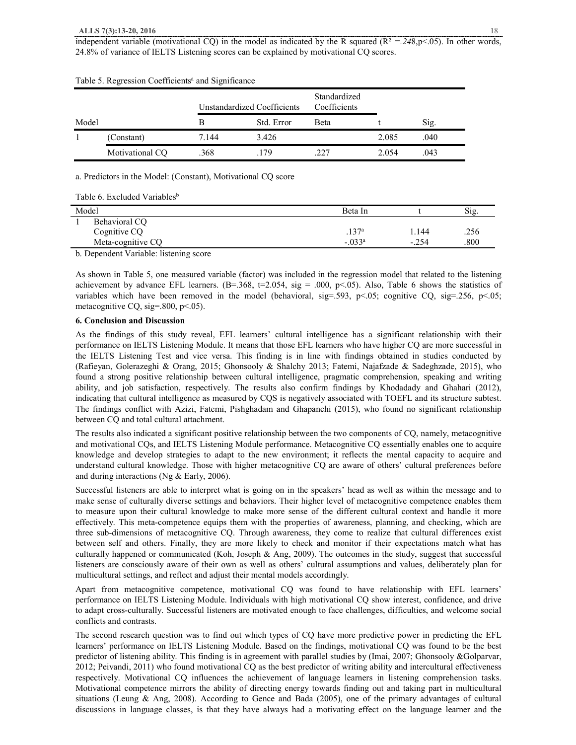independent variable (motivational CQ) in the model as indicated by the R squared ($R^2$ =*.248*,p<.05). In other words, 24.8% of variance of IELTS Listening scores can be explained by motivational CQ scores.

Table 5. Regression Coefficients[a] and Significance

| Model | | Unstandardized Coefficients | | Standardized Coefficients | | |
|---|---|---|---|---|---|---|
| | | B | Std. Error | Beta | t | Sig. |
| 1 | (Constant) | 7.144 | 3.426 | | 2.085 | .040 |
| | Motivational CQ | .368 | .179 | .227 | 2.054 | .043 |

a. Predictors in the Model: (Constant), Motivational CQ score

Table 6. Excluded Variables[b]

| Model | | Beta In | t | Sig. |
|---|---|---|---|---|
| 1 | Behavioral CQ | | | |
| | Cognitive CQ | .137[a] | 1.144 | .256 |
| | Meta-cognitive CQ | -.033[a] | -.254 | .800 |

b. Dependent Variable: listening score

As shown in Table 5, one measured variable (factor) was included in the regression model that related to the listening achievement by advance EFL learners. (B=.368, t=2.054, sig = .000, p<.05). Also, Table 6 shows the statistics of variables which have been removed in the model (behavioral, sig=.593, p<.05; cognitive CQ, sig=.256, p<.05; metacognitive CQ, sig=.800, p<.05).

**6. Conclusion and Discussion**

As the findings of this study reveal, EFL learners' cultural intelligence has a significant relationship with their performance on IELTS Listening Module. It means that those EFL learners who have higher CQ are more successful in the IELTS Listening Test and vice versa. This finding is in line with findings obtained in studies conducted by (Rafieyan, Golerazeghi & Orang, 2015; Ghonsooly & Shalchy 2013; Fatemi, Najafzade & Sadeghzade, 2015), who found a strong positive relationship between cultural intelligence, pragmatic comprehension, speaking and writing ability, and job satisfaction, respectively. The results also confirm findings by Khodadady and Ghahari (2012), indicating that cultural intelligence as measured by CQS is negatively associated with TOEFL and its structure subtest. The findings conflict with Azizi, Fatemi, Pishghadam and Ghapanchi (2015), who found no significant relationship between CQ and total cultural attachment.

The results also indicated a significant positive relationship between the two components of CQ, namely, metacognitive and motivational CQs, and IELTS Listening Module performance. Metacognitive CQ essentially enables one to acquire knowledge and develop strategies to adapt to the new environment; it reflects the mental capacity to acquire and understand cultural knowledge. Those with higher metacognitive CQ are aware of others' cultural preferences before and during interactions (Ng & Early, 2006).

Successful listeners are able to interpret what is going on in the speakers' head as well as within the message and to make sense of culturally diverse settings and behaviors. Their higher level of metacognitive competence enables them to measure upon their cultural knowledge to make more sense of the different cultural context and handle it more effectively. This meta-competence equips them with the properties of awareness, planning, and checking, which are three sub-dimensions of metacognitive CQ. Through awareness, they come to realize that cultural differences exist between self and others. Finally, they are more likely to check and monitor if their expectations match what has culturally happened or communicated (Koh, Joseph & Ang, 2009). The outcomes in the study, suggest that successful listeners are consciously aware of their own as well as others' cultural assumptions and values, deliberately plan for multicultural settings, and reflect and adjust their mental models accordingly.

Apart from metacognitive competence, motivational CQ was found to have relationship with EFL learners' performance on IELTS Listening Module. Individuals with high motivational CQ show interest, confidence, and drive to adapt cross-culturally. Successful listeners are motivated enough to face challenges, difficulties, and welcome social conflicts and contrasts.

The second research question was to find out which types of CQ have more predictive power in predicting the EFL learners' performance on IELTS Listening Module. Based on the findings, motivational CQ was found to be the best predictor of listening ability. This finding is in agreement with parallel studies by (Imai, 2007; Ghonsooly &Golparvar, 2012; Peivandi, 2011) who found motivational CQ as the best predictor of writing ability and intercultural effectiveness respectively. Motivational CQ influences the achievement of language learners in listening comprehension tasks. Motivational competence mirrors the ability of directing energy towards finding out and taking part in multicultural situations (Leung & Ang, 2008). According to Gence and Bada (2005), one of the primary advantages of cultural discussions in language classes, is that they have always had a motivating effect on the language learner and the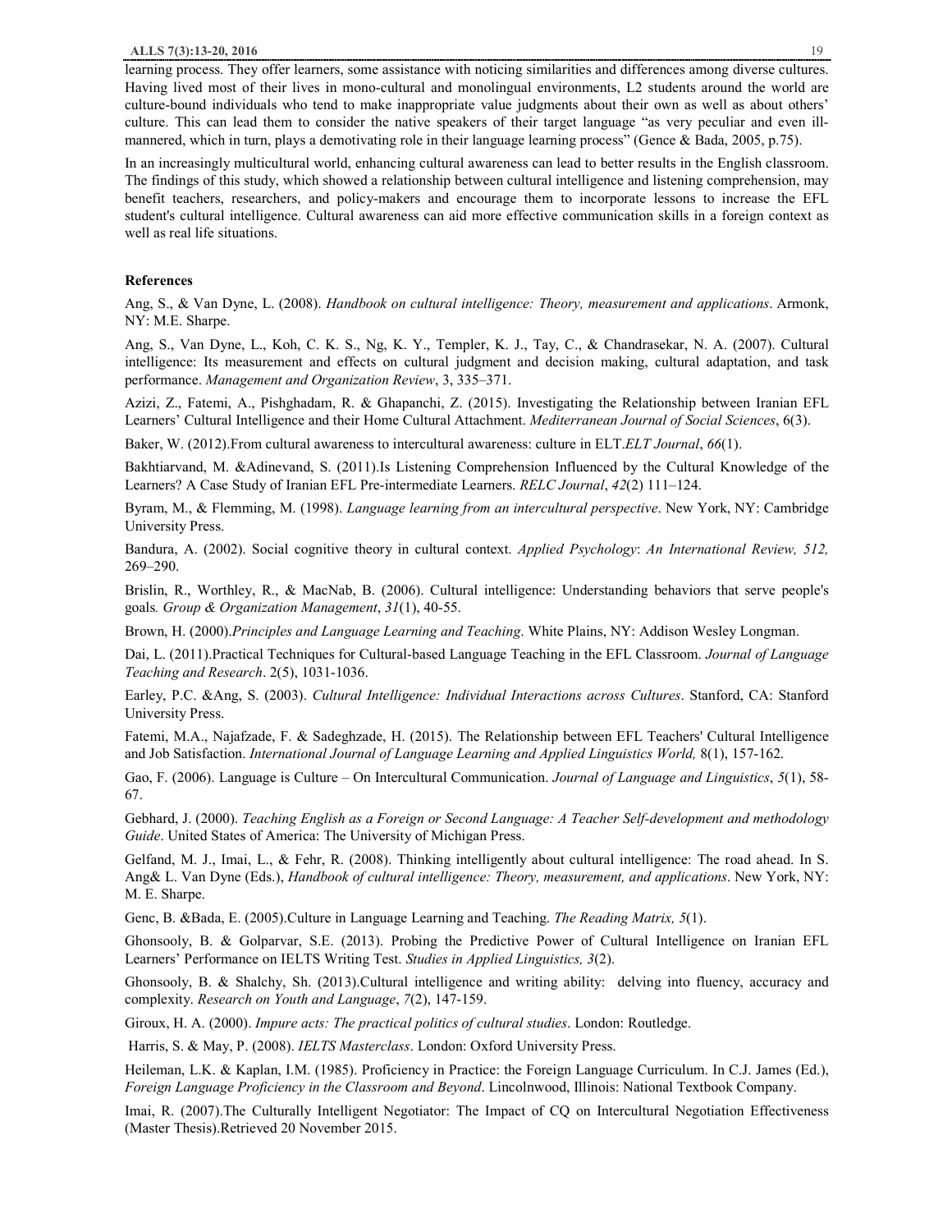learning process. They offer learners, some assistance with noticing similarities and differences among diverse cultures. Having lived most of their lives in mono-cultural and monolingual environments, L2 students around the world are culture-bound individuals who tend to make inappropriate value judgments about their own as well as about others' culture. This can lead them to consider the native speakers of their target language "as very peculiar and even ill-mannered, which in turn, plays a demotivating role in their language learning process" (Gence & Bada, 2005, p.75).

In an increasingly multicultural world, enhancing cultural awareness can lead to better results in the English classroom. The findings of this study, which showed a relationship between cultural intelligence and listening comprehension, may benefit teachers, researchers, and policy-makers and encourage them to incorporate lessons to increase the EFL student's cultural intelligence. Cultural awareness can aid more effective communication skills in a foreign context as well as real life situations.

## References

Ang, S., & Van Dyne, L. (2008). *Handbook on cultural intelligence: Theory, measurement and applications*. Armonk, NY: M.E. Sharpe.

Ang, S., Van Dyne, L., Koh, C. K. S., Ng, K. Y., Templer, K. J., Tay, C., & Chandrasekar, N. A. (2007). Cultural intelligence: Its measurement and effects on cultural judgment and decision making, cultural adaptation, and task performance. *Management and Organization Review*, 3, 335–371.

Azizi, Z., Fatemi, A., Pishghadam, R. & Ghapanchi, Z. (2015). Investigating the Relationship between Iranian EFL Learners' Cultural Intelligence and their Home Cultural Attachment. *Mediterranean Journal of Social Sciences*, 6(3).

Baker, W. (2012).From cultural awareness to intercultural awareness: culture in ELT.*ELT Journal*, *66*(1).

Bakhtiarvand, M. &Adinevand, S. (2011).Is Listening Comprehension Influenced by the Cultural Knowledge of the Learners? A Case Study of Iranian EFL Pre-intermediate Learners. *RELC Journal*, *42*(2) 111–124.

Byram, M., & Flemming, M. (1998). *Language learning from an intercultural perspective*. New York, NY: Cambridge University Press.

Bandura, A. (2002). Social cognitive theory in cultural context. *Applied Psychology*: *An International Review, 512,* 269–290.

Brislin, R., Worthley, R., & MacNab, B. (2006). Cultural intelligence: Understanding behaviors that serve people's goals*. Group & Organization Management*, *31*(1), 40-55.

Brown, H. (2000).*Principles and Language Learning and Teaching*. White Plains, NY: Addison Wesley Longman.

Dai, L. (2011).Practical Techniques for Cultural-based Language Teaching in the EFL Classroom. *Journal of Language Teaching and Research*. 2(5), 1031-1036.

Earley, P.C. &Ang, S. (2003). *Cultural Intelligence: Individual Interactions across Cultures*. Stanford, CA: Stanford University Press.

Fatemi, M.A., Najafzade, F. & Sadeghzade, H. (2015). The Relationship between EFL Teachers' Cultural Intelligence and Job Satisfaction. *International Journal of Language Learning and Applied Linguistics World,* 8(1), 157-162.

Gao, F. (2006). Language is Culture – On Intercultural Communication. *Journal of Language and Linguistics*, *5*(1), 58-67.

Gebhard, J. (2000). *Teaching English as a Foreign or Second Language: A Teacher Self-development and methodology Guide*. United States of America: The University of Michigan Press.

Gelfand, M. J., Imai, L., & Fehr, R. (2008). Thinking intelligently about cultural intelligence: The road ahead. In S. Ang& L. Van Dyne (Eds.), *Handbook of cultural intelligence: Theory, measurement, and applications*. New York, NY: M. E. Sharpe.

Genc, B. &Bada, E. (2005).Culture in Language Learning and Teaching. *The Reading Matrix, 5*(1).

Ghonsooly, B. & Golparvar, S.E. (2013). Probing the Predictive Power of Cultural Intelligence on Iranian EFL Learners' Performance on IELTS Writing Test. *Studies in Applied Linguistics, 3*(2).

Ghonsooly, B. & Shalchy, Sh. (2013).Cultural intelligence and writing ability: delving into fluency, accuracy and complexity. *Research on Youth and Language*, *7*(2), 147-159.

Giroux, H. A. (2000). *Impure acts: The practical politics of cultural studies*. London: Routledge.

Harris, S. & May, P. (2008). *IELTS Masterclass*. London: Oxford University Press.

Heileman, L.K. & Kaplan, I.M. (1985). Proficiency in Practice: the Foreign Language Curriculum. In C.J. James (Ed.), *Foreign Language Proficiency in the Classroom and Beyond*. Lincolnwood, Illinois: National Textbook Company.

Imai, R. (2007).The Culturally Intelligent Negotiator: The Impact of CQ on Intercultural Negotiation Effectiveness (Master Thesis).Retrieved 20 November 2015.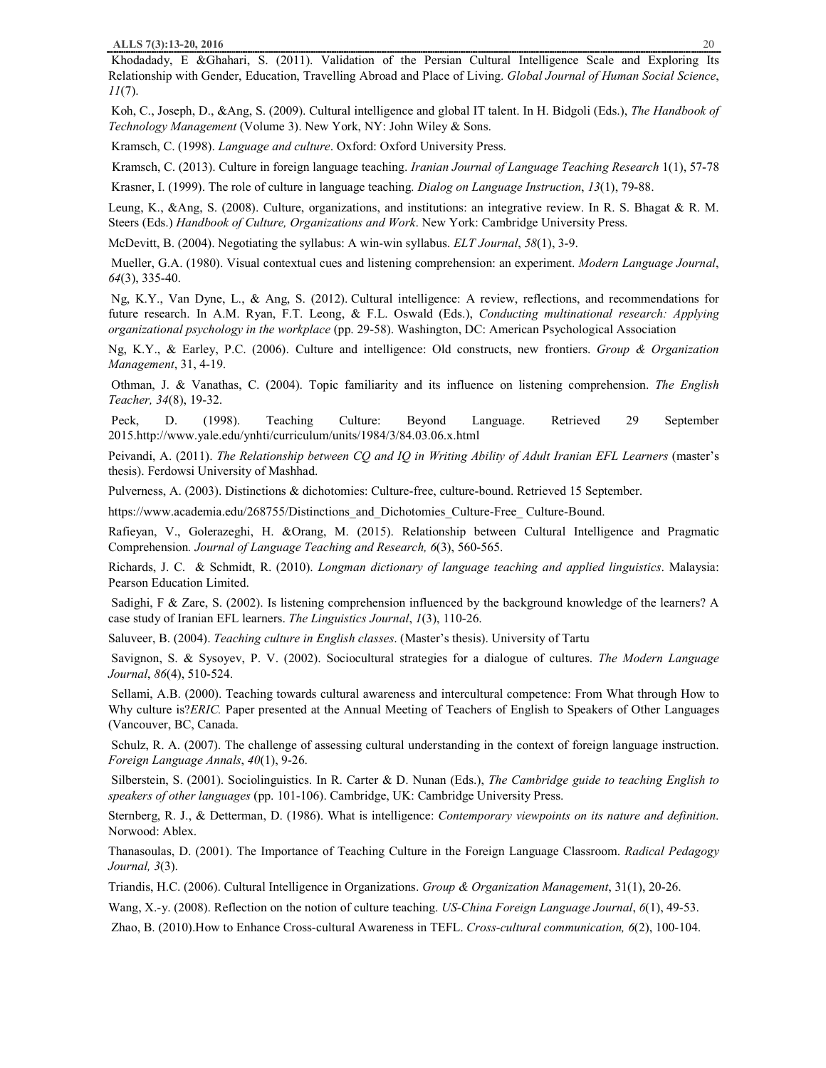Khodadady, E &Ghahari, S. (2011). Validation of the Persian Cultural Intelligence Scale and Exploring Its Relationship with Gender, Education, Travelling Abroad and Place of Living. *Global Journal of Human Social Science*, *11*(7).

Koh, C., Joseph, D., &Ang, S. (2009). Cultural intelligence and global IT talent. In H. Bidgoli (Eds.), *The Handbook of Technology Management* (Volume 3). New York, NY: John Wiley & Sons.

Kramsch, C. (1998). *Language and culture*. Oxford: Oxford University Press.

Kramsch, C. (2013). Culture in foreign language teaching. *Iranian Journal of Language Teaching Research* 1(1), 57-78

Krasner, I. (1999). The role of culture in language teaching. *Dialog on Language Instruction*, *13*(1), 79-88.

Leung, K., &Ang, S. (2008). Culture, organizations, and institutions: an integrative review. In R. S. Bhagat & R. M. Steers (Eds.) *Handbook of Culture, Organizations and Work*. New York: Cambridge University Press.

McDevitt, B. (2004). Negotiating the syllabus: A win-win syllabus. *ELT Journal*, *58*(1), 3-9.

Mueller, G.A. (1980). Visual contextual cues and listening comprehension: an experiment. *Modern Language Journal*, *64*(3), 335-40.

Ng, K.Y., Van Dyne, L., & Ang, S. (2012). Cultural intelligence: A review, reflections, and recommendations for future research. In A.M. Ryan, F.T. Leong, & F.L. Oswald (Eds.), *Conducting multinational research: Applying organizational psychology in the workplace* (pp. 29-58). Washington, DC: American Psychological Association

Ng, K.Y., & Earley, P.C. (2006). Culture and intelligence: Old constructs, new frontiers. *Group & Organization Management*, 31, 4-19.

Othman, J. & Vanathas, C. (2004). Topic familiarity and its influence on listening comprehension. *The English Teacher, 34*(8), 19-32.

Peck, D. (1998). Teaching Culture: Beyond Language. Retrieved 29 September 2015.http://www.yale.edu/ynhti/curriculum/units/1984/3/84.03.06.x.html

Peivandi, A. (2011). *The Relationship between CQ and IQ in Writing Ability of Adult Iranian EFL Learners* (master's thesis). Ferdowsi University of Mashhad.

Pulverness, A. (2003). Distinctions & dichotomies: Culture-free, culture-bound. Retrieved 15 September.

https://www.academia.edu/268755/Distinctions_and_Dichotomies_Culture-Free_ Culture-Bound.

Rafieyan, V., Golerazeghi, H. &Orang, M. (2015). Relationship between Cultural Intelligence and Pragmatic Comprehension*. Journal of Language Teaching and Research, 6*(3), 560-565.

Richards, J. C. & Schmidt, R. (2010). *Longman dictionary of language teaching and applied linguistics*. Malaysia: Pearson Education Limited.

Sadighi, F & Zare, S. (2002). Is listening comprehension influenced by the background knowledge of the learners? A case study of Iranian EFL learners. *The Linguistics Journal*, *1*(3), 110-26.

Saluveer, B. (2004). *Teaching culture in English classes*. (Master's thesis). University of Tartu

Savignon, S. & Sysoyev, P. V. (2002). Sociocultural strategies for a dialogue of cultures. *The Modern Language Journal*, *86*(4), 510-524.

Sellami, A.B. (2000). Teaching towards cultural awareness and intercultural competence: From What through How to Why culture is?*ERIC.* Paper presented at the Annual Meeting of Teachers of English to Speakers of Other Languages (Vancouver, BC, Canada.

Schulz, R. A. (2007). The challenge of assessing cultural understanding in the context of foreign language instruction. *Foreign Language Annals*, *40*(1), 9-26.

Silberstein, S. (2001). Sociolinguistics. In R. Carter & D. Nunan (Eds.), *The Cambridge guide to teaching English to speakers of other languages* (pp. 101-106). Cambridge, UK: Cambridge University Press.

Sternberg, R. J., & Detterman, D. (1986). What is intelligence: *Contemporary viewpoints on its nature and definition.* Norwood: Ablex.

Thanasoulas, D. (2001). The Importance of Teaching Culture in the Foreign Language Classroom. *Radical Pedagogy Journal, 3*(3).

Triandis, H.C. (2006). Cultural Intelligence in Organizations. *Group & Organization Management*, 31(1), 20-26.

Wang, X.-y. (2008). Reflection on the notion of culture teaching. *US-China Foreign Language Journal*, *6*(1), 49-53.

Zhao, B. (2010).How to Enhance Cross-cultural Awareness in TEFL. *Cross-cultural communication, 6*(2), 100-104.